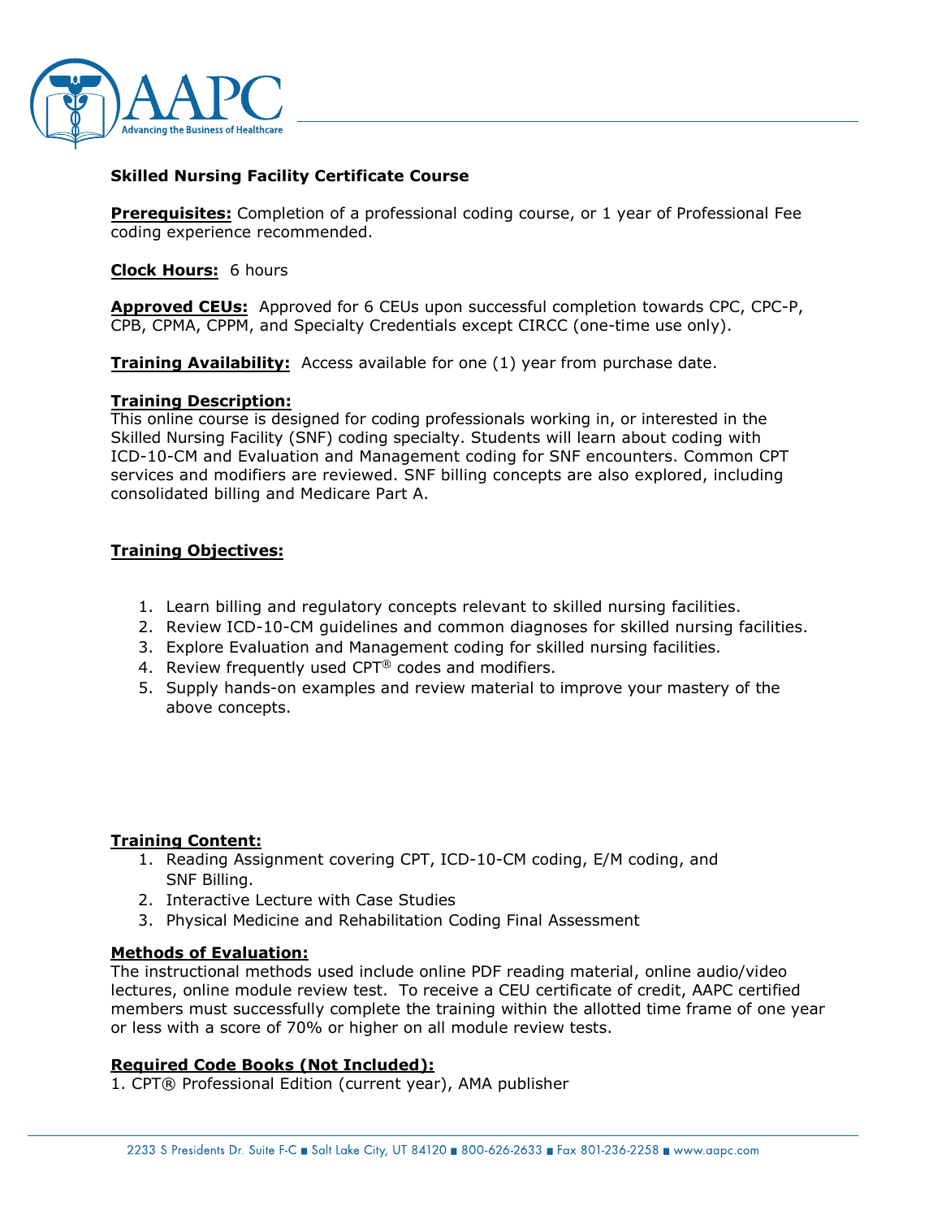# Skilled Nursing Facility Certificate Course

**Prerequisites:** Completion of a professional coding course, or 1 year of Professional Fee coding experience recommended.

**Clock Hours:** 6 hours

**Approved CEUs:** Approved for 6 CEUs upon successful completion towards CPC, CPC-P, CPB, CPMA, CPPM, and Specialty Credentials except CIRCC (one-time use only).

**Training Availability:** Access available for one (1) year from purchase date.

**Training Description:**
This online course is designed for coding professionals working in, or interested in the Skilled Nursing Facility (SNF) coding specialty. Students will learn about coding with ICD-10-CM and Evaluation and Management coding for SNF encounters. Common CPT services and modifiers are reviewed. SNF billing concepts are also explored, including consolidated billing and Medicare Part A.

**Training Objectives:**

1. Learn billing and regulatory concepts relevant to skilled nursing facilities.
2. Review ICD-10-CM guidelines and common diagnoses for skilled nursing facilities.
3. Explore Evaluation and Management coding for skilled nursing facilities.
4. Review frequently used CPT® codes and modifiers.
5. Supply hands-on examples and review material to improve your mastery of the above concepts.

**Training Content:**

1. Reading Assignment covering CPT, ICD-10-CM coding, E/M coding, and SNF Billing.
2. Interactive Lecture with Case Studies
3. Physical Medicine and Rehabilitation Coding Final Assessment

**Methods of Evaluation:**
The instructional methods used include online PDF reading material, online audio/video lectures, online module review test. To receive a CEU certificate of credit, AAPC certified members must successfully complete the training within the allotted time frame of one year or less with a score of 70% or higher on all module review tests.

**Required Code Books (Not Included):**
1. CPT® Professional Edition (current year), AMA publisher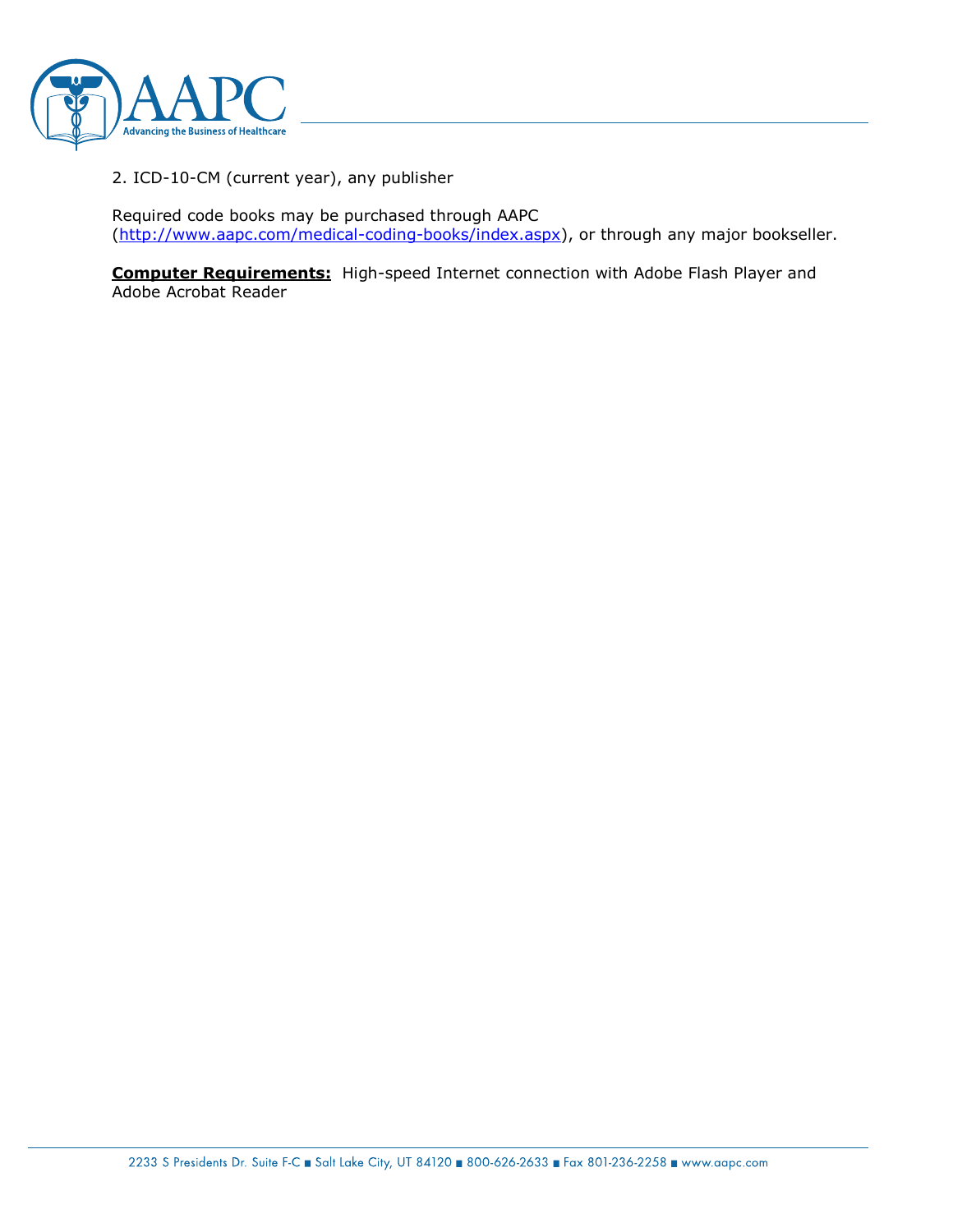2. ICD-10-CM (current year), any publisher

Required code books may be purchased through AAPC (http://www.aapc.com/medical-coding-books/index.aspx), or through any major bookseller.

**Computer Requirements:** High-speed Internet connection with Adobe Flash Player and Adobe Acrobat Reader